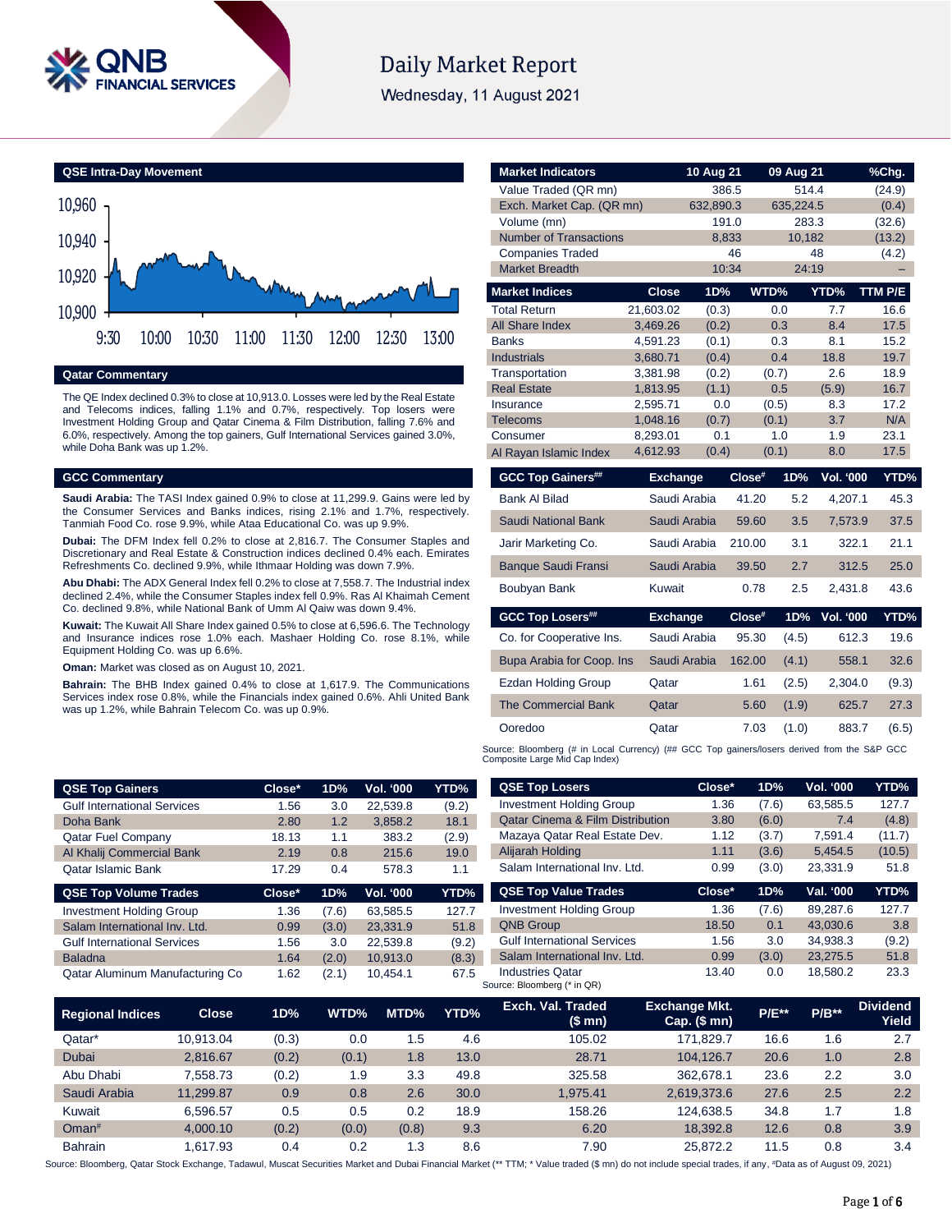# Daily Market Report

Wednesday, 11 August 2021

## QSE Intra-Day Movement

## Qatar Commentary

The QE Index declined 0.3% to close at 10,913.0. Losses were led by the Real Estate and Telecoms indices, falling 1.1% and 0.7%, respectively. Top losers were Investment Holding Group and Qatar Cinema & Film Distribution, falling 7.6% and 6.0%, respectively. Among the top gainers, Gulf International Services gained 3.0%, while Doha Bank was up 1.2%.

## GCC Commentary

**Saudi Arabia:** The TASI Index gained 0.9% to close at 11,299.9. Gains were led by the Consumer Services and Banks indices, rising 2.1% and 1.7%, respectively. Tanmiah Food Co. rose 9.9%, while Ataa Educational Co. was up 9.9%.

**Dubai:** The DFM Index fell 0.2% to close at 2,816.7. The Consumer Staples and Discretionary and Real Estate & Construction indices declined 0.4% each. Emirates Refreshments Co. declined 9.9%, while Ithmaar Holding was down 7.9%.

**Abu Dhabi:** The ADX General Index fell 0.2% to close at 7,558.7. The Industrial index declined 2.4%, while the Consumer Staples index fell 0.9%. Ras Al Khaimah Cement Co. declined 9.8%, while National Bank of Umm Al Qaiw was down 9.4%.

**Kuwait:** The Kuwait All Share Index gained 0.5% to close at 6,596.6. The Technology and Insurance indices rose 1.0% each. Mashaer Holding Co. rose 8.1%, while Equipment Holding Co. was up 6.6%.

**Oman:** Market was closed as on August 10, 2021.

**Bahrain:** The BHB Index gained 0.4% to close at 1,617.9. The Communications Services index rose 0.8%, while the Financials index gained 0.6%. Ahli United Bank was up 1.2%, while Bahrain Telecom Co. was up 0.9%.

| Market Indicators | 10 Aug 21 | 09 Aug 21 | %Chg. |
|---|---|---|---|
| Value Traded (QR mn) | 386.5 | 514.4 | (24.9) |
| Exch. Market Cap. (QR mn) | 632,890.3 | 635,224.5 | (0.4) |
| Volume (mn) | 191.0 | 283.3 | (32.6) |
| Number of Transactions | 8,833 | 10,182 | (13.2) |
| Companies Traded | 46 | 48 | (4.2) |
| Market Breadth | 10:34 | 24:19 | – |

| Market Indices | Close | 1D% | WTD% | YTD% | TTM P/E |
|---|---|---|---|---|---|
| Total Return | 21,603.02 | (0.3) | 0.0 | 7.7 | 16.6 |
| All Share Index | 3,469.26 | (0.2) | 0.3 | 8.4 | 17.5 |
| Banks | 4,591.23 | (0.1) | 0.3 | 8.1 | 15.2 |
| Industrials | 3,680.71 | (0.4) | 0.4 | 18.8 | 19.7 |
| Transportation | 3,381.98 | (0.2) | (0.7) | 2.6 | 18.9 |
| Real Estate | 1,813.95 | (1.1) | 0.5 | (5.9) | 16.7 |
| Insurance | 2,595.71 | 0.0 | (0.5) | 8.3 | 17.2 |
| Telecoms | 1,048.16 | (0.7) | (0.1) | 3.7 | N/A |
| Consumer | 8,293.01 | 0.1 | 1.0 | 1.9 | 23.1 |
| Al Rayan Islamic Index | 4,612.93 | (0.4) | (0.1) | 8.0 | 17.5 |

| GCC Top Gainers## | Exchange | Close# | 1D% | Vol. '000 | YTD% |
|---|---|---|---|---|---|
| Bank Al Bilad | Saudi Arabia | 41.20 | 5.2 | 4,207.1 | 45.3 |
| Saudi National Bank | Saudi Arabia | 59.60 | 3.5 | 7,573.9 | 37.5 |
| Jarir Marketing Co. | Saudi Arabia | 210.00 | 3.1 | 322.1 | 21.1 |
| Banque Saudi Fransi | Saudi Arabia | 39.50 | 2.7 | 312.5 | 25.0 |
| Boubyan Bank | Kuwait | 0.78 | 2.5 | 2,431.8 | 43.6 |

| GCC Top Losers## | Exchange | Close# | 1D% | Vol. '000 | YTD% |
|---|---|---|---|---|---|
| Co. for Cooperative Ins. | Saudi Arabia | 95.30 | (4.5) | 612.3 | 19.6 |
| Bupa Arabia for Coop. Ins | Saudi Arabia | 162.00 | (4.1) | 558.1 | 32.6 |
| Ezdan Holding Group | Qatar | 1.61 | (2.5) | 2,304.0 | (9.3) |
| The Commercial Bank | Qatar | 5.60 | (1.9) | 625.7 | 27.3 |
| Ooredoo | Qatar | 7.03 | (1.0) | 883.7 | (6.5) |

Source: Bloomberg (# in Local Currency) (## GCC Top gainers/losers derived from the S&P GCC Composite Large Mid Cap Index)

| QSE Top Gainers | Close* | 1D% | Vol. '000 | YTD% |
|---|---|---|---|---|
| Gulf International Services | 1.56 | 3.0 | 22,539.8 | (9.2) |
| Doha Bank | 2.80 | 1.2 | 3,858.2 | 18.1 |
| Qatar Fuel Company | 18.13 | 1.1 | 383.2 | (2.9) |
| Al Khalij Commercial Bank | 2.19 | 0.8 | 215.6 | 19.0 |
| Qatar Islamic Bank | 17.29 | 0.4 | 578.3 | 1.1 |

| QSE Top Volume Trades | Close* | 1D% | Vol. '000 | YTD% |
|---|---|---|---|---|
| Investment Holding Group | 1.36 | (7.6) | 63,585.5 | 127.7 |
| Salam International Inv. Ltd. | 0.99 | (3.0) | 23,331.9 | 51.8 |
| Gulf International Services | 1.56 | 3.0 | 22,539.8 | (9.2) |
| Baladna | 1.64 | (2.0) | 10,913.0 | (8.3) |
| Qatar Aluminum Manufacturing Co | 1.62 | (2.1) | 10,454.1 | 67.5 |

| QSE Top Losers | Close* | 1D% | Vol. '000 | YTD% |
|---|---|---|---|---|
| Investment Holding Group | 1.36 | (7.6) | 63,585.5 | 127.7 |
| Qatar Cinema & Film Distribution | 3.80 | (6.0) | 7.4 | (4.8) |
| Mazaya Qatar Real Estate Dev. | 1.12 | (3.7) | 7,591.4 | (11.7) |
| Alijarah Holding | 1.11 | (3.6) | 5,454.5 | (10.5) |
| Salam International Inv. Ltd. | 0.99 | (3.0) | 23,331.9 | 51.8 |

| QSE Top Value Trades | Close* | 1D% | Val. '000 | YTD% |
|---|---|---|---|---|
| Investment Holding Group | 1.36 | (7.6) | 89,287.6 | 127.7 |
| QNB Group | 18.50 | 0.1 | 43,030.6 | 3.8 |
| Gulf International Services | 1.56 | 3.0 | 34,938.3 | (9.2) |
| Salam International Inv. Ltd. | 0.99 | (3.0) | 23,275.5 | 51.8 |
| Industries Qatar | 13.40 | 0.0 | 18,580.2 | 23.3 |

Source: Bloomberg (* in QR)

| Regional Indices | Close | 1D% | WTD% | MTD% | YTD% | Exch. Val. Traded ($ mn) | Exchange Mkt. Cap. ($ mn) | P/E** | P/B** | Dividend Yield |
|---|---|---|---|---|---|---|---|---|---|---|
| Qatar* | 10,913.04 | (0.3) | 0.0 | 1.5 | 4.6 | 105.02 | 171,829.7 | 16.6 | 1.6 | 2.7 |
| Dubai | 2,816.67 | (0.2) | (0.1) | 1.8 | 13.0 | 28.71 | 104,126.7 | 20.6 | 1.0 | 2.8 |
| Abu Dhabi | 7,558.73 | (0.2) | 1.9 | 3.3 | 49.8 | 325.58 | 362,678.1 | 23.6 | 2.2 | 3.0 |
| Saudi Arabia | 11,299.87 | 0.9 | 0.8 | 2.6 | 30.0 | 1,975.41 | 2,619,373.6 | 27.6 | 2.5 | 2.2 |
| Kuwait | 6,596.57 | 0.5 | 0.5 | 0.2 | 18.9 | 158.26 | 124,638.5 | 34.8 | 1.7 | 1.8 |
| Oman# | 4,000.10 | (0.2) | (0.0) | (0.8) | 9.3 | 6.20 | 18,392.8 | 12.6 | 0.8 | 3.9 |
| Bahrain | 1,617.93 | 0.4 | 0.2 | 1.3 | 8.6 | 7.90 | 25,872.2 | 11.5 | 0.8 | 3.4 |

Source: Bloomberg, Qatar Stock Exchange, Tadawul, Muscat Securities Market and Dubai Financial Market (** TTM; * Value traded ($ mn) do not include special trades, if any, #Data as of August 09, 2021)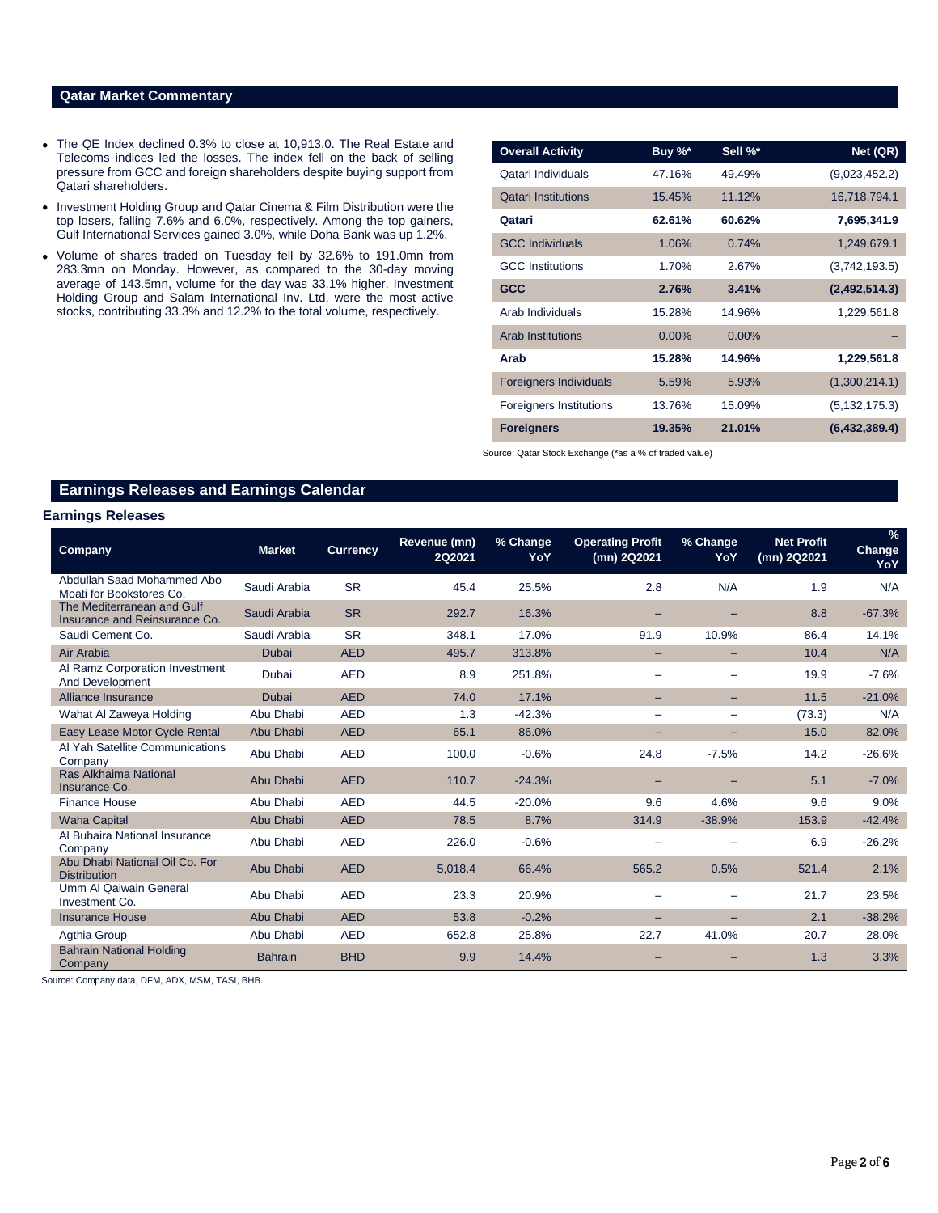## Qatar Market Commentary

- The QE Index declined 0.3% to close at 10,913.0. The Real Estate and Telecoms indices led the losses. The index fell on the back of selling pressure from GCC and foreign shareholders despite buying support from Qatari shareholders.
- Investment Holding Group and Qatar Cinema & Film Distribution were the top losers, falling 7.6% and 6.0%, respectively. Among the top gainers, Gulf International Services gained 3.0%, while Doha Bank was up 1.2%.
- Volume of shares traded on Tuesday fell by 32.6% to 191.0mn from 283.3mn on Monday. However, as compared to the 30-day moving average of 143.5mn, volume for the day was 33.1% higher. Investment Holding Group and Salam International Inv. Ltd. were the most active stocks, contributing 33.3% and 12.2% to the total volume, respectively.

| Overall Activity | Buy %* | Sell %* | Net (QR) |
|---|---|---|---|
| Qatari Individuals | 47.16% | 49.49% | (9,023,452.2) |
| Qatari Institutions | 15.45% | 11.12% | 16,718,794.1 |
| **Qatari** | **62.61%** | **60.62%** | **7,695,341.9** |
| GCC Individuals | 1.06% | 0.74% | 1,249,679.1 |
| GCC Institutions | 1.70% | 2.67% | (3,742,193.5) |
| **GCC** | **2.76%** | **3.41%** | **(2,492,514.3)** |
| Arab Individuals | 15.28% | 14.96% | 1,229,561.8 |
| Arab Institutions | 0.00% | 0.00% | – |
| **Arab** | **15.28%** | **14.96%** | **1,229,561.8** |
| Foreigners Individuals | 5.59% | 5.93% | (1,300,214.1) |
| Foreigners Institutions | 13.76% | 15.09% | (5,132,175.3) |
| **Foreigners** | **19.35%** | **21.01%** | **(6,432,389.4)** |

Source: Qatar Stock Exchange (*as a % of traded value)

## Earnings Releases and Earnings Calendar

### Earnings Releases

| Company | Market | Currency | Revenue (mn) 2Q2021 | % Change YoY | Operating Profit (mn) 2Q2021 | % Change YoY | Net Profit (mn) 2Q2021 | % Change YoY |
|---|---|---|---|---|---|---|---|---|
| Abdullah Saad Mohammed Abo Moati for Bookstores Co. | Saudi Arabia | SR | 45.4 | 25.5% | 2.8 | N/A | 1.9 | N/A |
| The Mediterranean and Gulf Insurance and Reinsurance Co. | Saudi Arabia | SR | 292.7 | 16.3% | – | – | 8.8 | -67.3% |
| Saudi Cement Co. | Saudi Arabia | SR | 348.1 | 17.0% | 91.9 | 10.9% | 86.4 | 14.1% |
| Air Arabia | Dubai | AED | 495.7 | 313.8% | – | – | 10.4 | N/A |
| Al Ramz Corporation Investment And Development | Dubai | AED | 8.9 | 251.8% | – | – | 19.9 | -7.6% |
| Alliance Insurance | Dubai | AED | 74.0 | 17.1% | – | – | 11.5 | -21.0% |
| Wahat Al Zaweya Holding | Abu Dhabi | AED | 1.3 | -42.3% | – | – | (73.3) | N/A |
| Easy Lease Motor Cycle Rental | Abu Dhabi | AED | 65.1 | 86.0% | – | – | 15.0 | 82.0% |
| Al Yah Satellite Communications Company | Abu Dhabi | AED | 100.0 | -0.6% | 24.8 | -7.5% | 14.2 | -26.6% |
| Ras Alkhaima National Insurance Co. | Abu Dhabi | AED | 110.7 | -24.3% | – | – | 5.1 | -7.0% |
| Finance House | Abu Dhabi | AED | 44.5 | -20.0% | 9.6 | 4.6% | 9.6 | 9.0% |
| Waha Capital | Abu Dhabi | AED | 78.5 | 8.7% | 314.9 | -38.9% | 153.9 | -42.4% |
| Al Buhaira National Insurance Company | Abu Dhabi | AED | 226.0 | -0.6% | – | – | 6.9 | -26.2% |
| Abu Dhabi National Oil Co. For Distribution | Abu Dhabi | AED | 5,018.4 | 66.4% | 565.2 | 0.5% | 521.4 | 2.1% |
| Umm Al Qaiwain General Investment Co. | Abu Dhabi | AED | 23.3 | 20.9% | – | – | 21.7 | 23.5% |
| Insurance House | Abu Dhabi | AED | 53.8 | -0.2% | – | – | 2.1 | -38.2% |
| Agthia Group | Abu Dhabi | AED | 652.8 | 25.8% | 22.7 | 41.0% | 20.7 | 28.0% |
| Bahrain National Holding Company | Bahrain | BHD | 9.9 | 14.4% | – | – | 1.3 | 3.3% |

Source: Company data, DFM, ADX, MSM, TASI, BHB.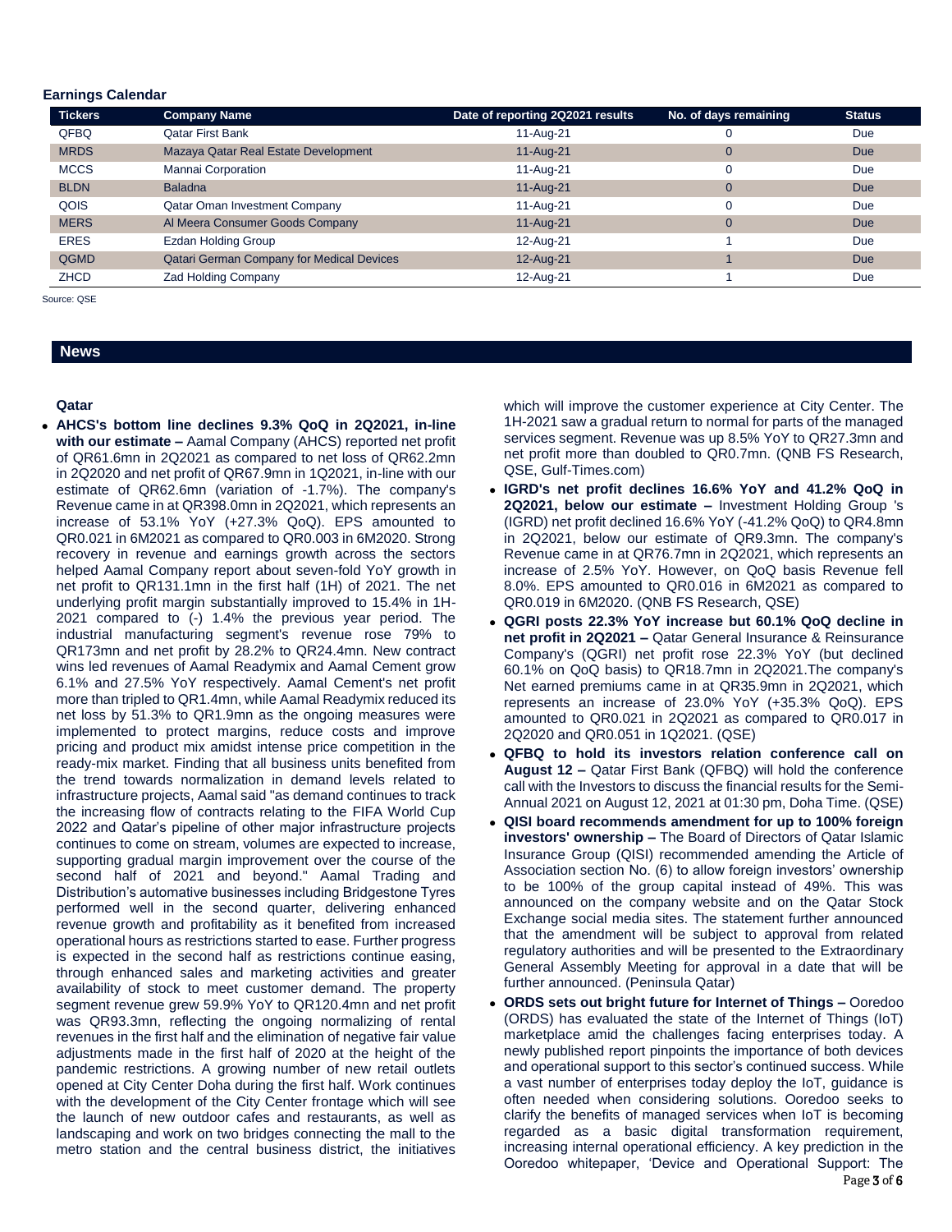## Earnings Calendar

| Tickers | Company Name | Date of reporting 2Q2021 results | No. of days remaining | Status |
|---|---|---|---|---|
| QFBQ | Qatar First Bank | 11-Aug-21 | 0 | Due |
| MRDS | Mazaya Qatar Real Estate Development | 11-Aug-21 | 0 | Due |
| MCCS | Mannai Corporation | 11-Aug-21 | 0 | Due |
| BLDN | Baladna | 11-Aug-21 | 0 | Due |
| QOIS | Qatar Oman Investment Company | 11-Aug-21 | 0 | Due |
| MERS | Al Meera Consumer Goods Company | 11-Aug-21 | 0 | Due |
| ERES | Ezdan Holding Group | 12-Aug-21 | 1 | Due |
| QGMD | Qatari German Company for Medical Devices | 12-Aug-21 | 1 | Due |
| ZHCD | Zad Holding Company | 12-Aug-21 | 1 | Due |

Source: QSE

## News

### Qatar

- **AHCS's bottom line declines 9.3% QoQ in 2Q2021, in-line with our estimate –** Aamal Company (AHCS) reported net profit of QR61.6mn in 2Q2021 as compared to net loss of QR62.2mn in 2Q2020 and net profit of QR67.9mn in 1Q2021, in-line with our estimate of QR62.6mn (variation of -1.7%). The company's Revenue came in at QR398.0mn in 2Q2021, which represents an increase of 53.1% YoY (+27.3% QoQ). EPS amounted to QR0.021 in 6M2021 as compared to QR0.003 in 6M2020. Strong recovery in revenue and earnings growth across the sectors helped Aamal Company report about seven-fold YoY growth in net profit to QR131.1mn in the first half (1H) of 2021. The net underlying profit margin substantially improved to 15.4% in 1H-2021 compared to (-) 1.4% the previous year period. The industrial manufacturing segment's revenue rose 79% to QR173mn and net profit by 28.2% to QR24.4mn. New contract wins led revenues of Aamal Readymix and Aamal Cement grow 6.1% and 27.5% YoY respectively. Aamal Cement's net profit more than tripled to QR1.4mn, while Aamal Readymix reduced its net loss by 51.3% to QR1.9mn as the ongoing measures were implemented to protect margins, reduce costs and improve pricing and product mix amidst intense price competition in the ready-mix market. Finding that all business units benefited from the trend towards normalization in demand levels related to infrastructure projects, Aamal said "as demand continues to track the increasing flow of contracts relating to the FIFA World Cup 2022 and Qatar's pipeline of other major infrastructure projects continues to come on stream, volumes are expected to increase, supporting gradual margin improvement over the course of the second half of 2021 and beyond." Aamal Trading and Distribution's automative businesses including Bridgestone Tyres performed well in the second quarter, delivering enhanced revenue growth and profitability as it benefited from increased operational hours as restrictions started to ease. Further progress is expected in the second half as restrictions continue easing, through enhanced sales and marketing activities and greater availability of stock to meet customer demand. The property segment revenue grew 59.9% YoY to QR120.4mn and net profit was QR93.3mn, reflecting the ongoing normalizing of rental revenues in the first half and the elimination of negative fair value adjustments made in the first half of 2020 at the height of the pandemic restrictions. A growing number of new retail outlets opened at City Center Doha during the first half. Work continues with the development of the City Center frontage which will see the launch of new outdoor cafes and restaurants, as well as landscaping and work on two bridges connecting the mall to the metro station and the central business district, the initiatives which will improve the customer experience at City Center. The 1H-2021 saw a gradual return to normal for parts of the managed services segment. Revenue was up 8.5% YoY to QR27.3mn and net profit more than doubled to QR0.7mn. (QNB FS Research, QSE, Gulf-Times.com)
- **IGRD's net profit declines 16.6% YoY and 41.2% QoQ in 2Q2021, below our estimate –** Investment Holding Group 's (IGRD) net profit declined 16.6% YoY (-41.2% QoQ) to QR4.8mn in 2Q2021, below our estimate of QR9.3mn. The company's Revenue came in at QR76.7mn in 2Q2021, which represents an increase of 2.5% YoY. However, on QoQ basis Revenue fell 8.0%. EPS amounted to QR0.016 in 6M2021 as compared to QR0.019 in 6M2020. (QNB FS Research, QSE)
- **QGRI posts 22.3% YoY increase but 60.1% QoQ decline in net profit in 2Q2021 –** Qatar General Insurance & Reinsurance Company's (QGRI) net profit rose 22.3% YoY (but declined 60.1% on QoQ basis) to QR18.7mn in 2Q2021.The company's Net earned premiums came in at QR35.9mn in 2Q2021, which represents an increase of 23.0% YoY (+35.3% QoQ). EPS amounted to QR0.021 in 2Q2021 as compared to QR0.017 in 2Q2020 and QR0.051 in 1Q2021. (QSE)
- **QFBQ to hold its investors relation conference call on August 12 –** Qatar First Bank (QFBQ) will hold the conference call with the Investors to discuss the financial results for the Semi-Annual 2021 on August 12, 2021 at 01:30 pm, Doha Time. (QSE)
- **QISI board recommends amendment for up to 100% foreign investors' ownership –** The Board of Directors of Qatar Islamic Insurance Group (QISI) recommended amending the Article of Association section No. (6) to allow foreign investors' ownership to be 100% of the group capital instead of 49%. This was announced on the company website and on the Qatar Stock Exchange social media sites. The statement further announced that the amendment will be subject to approval from related regulatory authorities and will be presented to the Extraordinary General Assembly Meeting for approval in a date that will be further announced. (Peninsula Qatar)
- **ORDS sets out bright future for Internet of Things –** Ooredoo (ORDS) has evaluated the state of the Internet of Things (IoT) marketplace amid the challenges facing enterprises today. A newly published report pinpoints the importance of both devices and operational support to this sector's continued success. While a vast number of enterprises today deploy the IoT, guidance is often needed when considering solutions. Ooredoo seeks to clarify the benefits of managed services when IoT is becoming regarded as a basic digital transformation requirement, increasing internal operational efficiency. A key prediction in the Ooredoo whitepaper, 'Device and Operational Support: The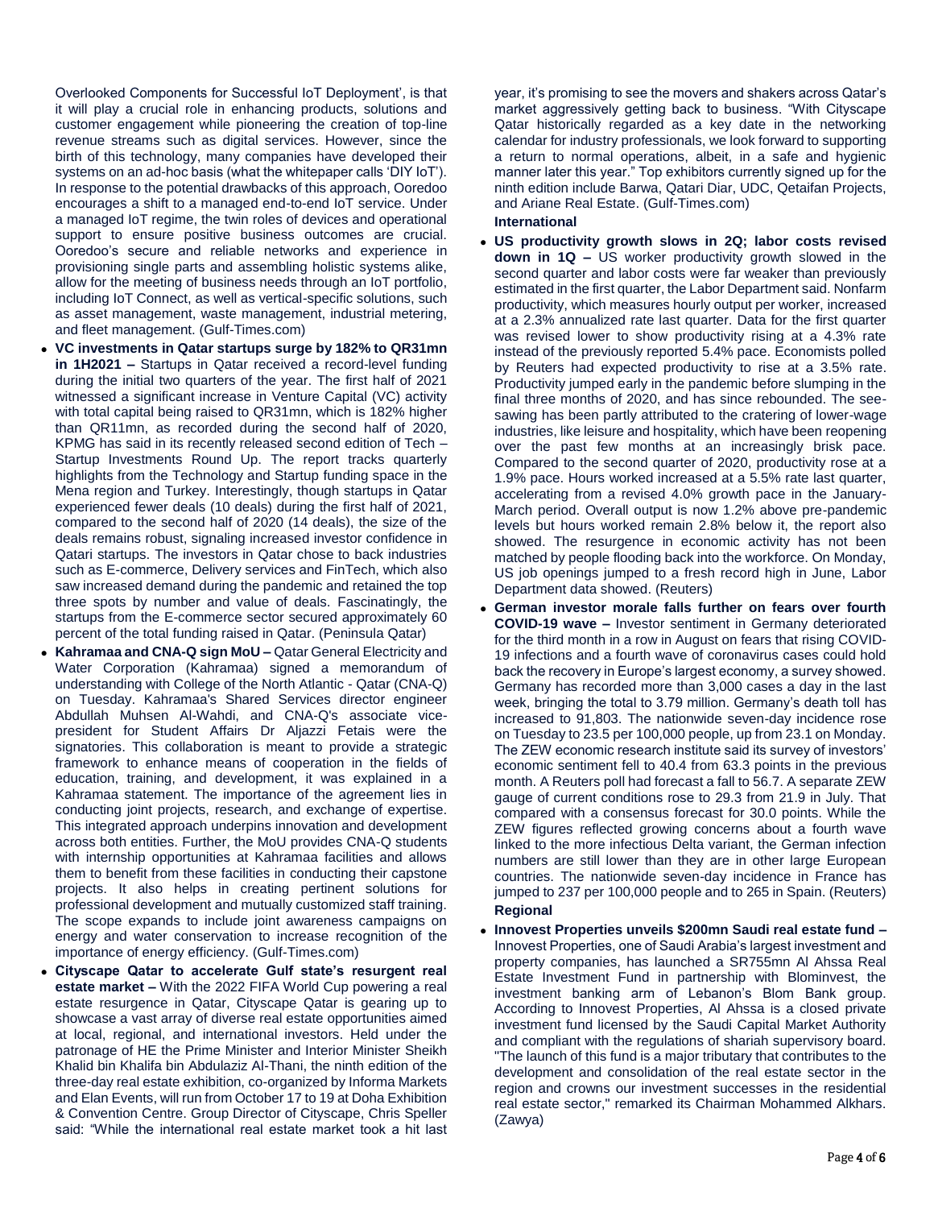Overlooked Components for Successful IoT Deployment', is that it will play a crucial role in enhancing products, solutions and customer engagement while pioneering the creation of top-line revenue streams such as digital services. However, since the birth of this technology, many companies have developed their systems on an ad-hoc basis (what the whitepaper calls 'DIY IoT'). In response to the potential drawbacks of this approach, Ooredoo encourages a shift to a managed end-to-end IoT service. Under a managed IoT regime, the twin roles of devices and operational support to ensure positive business outcomes are crucial. Ooredoo's secure and reliable networks and experience in provisioning single parts and assembling holistic systems alike, allow for the meeting of business needs through an IoT portfolio, including IoT Connect, as well as vertical-specific solutions, such as asset management, waste management, industrial metering, and fleet management. (Gulf-Times.com)

- **VC investments in Qatar startups surge by 182% to QR31mn in 1H2021 –** Startups in Qatar received a record-level funding during the initial two quarters of the year. The first half of 2021 witnessed a significant increase in Venture Capital (VC) activity with total capital being raised to QR31mn, which is 182% higher than QR11mn, as recorded during the second half of 2020, KPMG has said in its recently released second edition of Tech – Startup Investments Round Up. The report tracks quarterly highlights from the Technology and Startup funding space in the Mena region and Turkey. Interestingly, though startups in Qatar experienced fewer deals (10 deals) during the first half of 2021, compared to the second half of 2020 (14 deals), the size of the deals remains robust, signaling increased investor confidence in Qatari startups. The investors in Qatar chose to back industries such as E-commerce, Delivery services and FinTech, which also saw increased demand during the pandemic and retained the top three spots by number and value of deals. Fascinatingly, the startups from the E-commerce sector secured approximately 60 percent of the total funding raised in Qatar. (Peninsula Qatar)
- **Kahramaa and CNA-Q sign MoU –** Qatar General Electricity and Water Corporation (Kahramaa) signed a memorandum of understanding with College of the North Atlantic - Qatar (CNA-Q) on Tuesday. Kahramaa's Shared Services director engineer Abdullah Muhsen Al-Wahdi, and CNA-Q's associate vice-president for Student Affairs Dr Aljazzi Fetais were the signatories. This collaboration is meant to provide a strategic framework to enhance means of cooperation in the fields of education, training, and development, it was explained in a Kahramaa statement. The importance of the agreement lies in conducting joint projects, research, and exchange of expertise. This integrated approach underpins innovation and development across both entities. Further, the MoU provides CNA-Q students with internship opportunities at Kahramaa facilities and allows them to benefit from these facilities in conducting their capstone projects. It also helps in creating pertinent solutions for professional development and mutually customized staff training. The scope expands to include joint awareness campaigns on energy and water conservation to increase recognition of the importance of energy efficiency. (Gulf-Times.com)
- **Cityscape Qatar to accelerate Gulf state's resurgent real estate market –** With the 2022 FIFA World Cup powering a real estate resurgence in Qatar, Cityscape Qatar is gearing up to showcase a vast array of diverse real estate opportunities aimed at local, regional, and international investors. Held under the patronage of HE the Prime Minister and Interior Minister Sheikh Khalid bin Khalifa bin Abdulaziz Al-Thani, the ninth edition of the three-day real estate exhibition, co-organized by Informa Markets and Elan Events, will run from October 17 to 19 at Doha Exhibition & Convention Centre. Group Director of Cityscape, Chris Speller said: "While the international real estate market took a hit last year, it's promising to see the movers and shakers across Qatar's market aggressively getting back to business. "With Cityscape Qatar historically regarded as a key date in the networking calendar for industry professionals, we look forward to supporting a return to normal operations, albeit, in a safe and hygienic manner later this year." Top exhibitors currently signed up for the ninth edition include Barwa, Qatari Diar, UDC, Qetaifan Projects, and Ariane Real Estate. (Gulf-Times.com)

**International**

- **US productivity growth slows in 2Q; labor costs revised down in 1Q –** US worker productivity growth slowed in the second quarter and labor costs were far weaker than previously estimated in the first quarter, the Labor Department said. Nonfarm productivity, which measures hourly output per worker, increased at a 2.3% annualized rate last quarter. Data for the first quarter was revised lower to show productivity rising at a 4.3% rate instead of the previously reported 5.4% pace. Economists polled by Reuters had expected productivity to rise at a 3.5% rate. Productivity jumped early in the pandemic before slumping in the final three months of 2020, and has since rebounded. The see-sawing has been partly attributed to the cratering of lower-wage industries, like leisure and hospitality, which have been reopening over the past few months at an increasingly brisk pace. Compared to the second quarter of 2020, productivity rose at a 1.9% pace. Hours worked increased at a 5.5% rate last quarter, accelerating from a revised 4.0% growth pace in the January-March period. Overall output is now 1.2% above pre-pandemic levels but hours worked remain 2.8% below it, the report also showed. The resurgence in economic activity has not been matched by people flooding back into the workforce. On Monday, US job openings jumped to a fresh record high in June, Labor Department data showed. (Reuters)
- **German investor morale falls further on fears over fourth COVID-19 wave –** Investor sentiment in Germany deteriorated for the third month in a row in August on fears that rising COVID-19 infections and a fourth wave of coronavirus cases could hold back the recovery in Europe's largest economy, a survey showed. Germany has recorded more than 3,000 cases a day in the last week, bringing the total to 3.79 million. Germany's death toll has increased to 91,803. The nationwide seven-day incidence rose on Tuesday to 23.5 per 100,000 people, up from 23.1 on Monday. The ZEW economic research institute said its survey of investors' economic sentiment fell to 40.4 from 63.3 points in the previous month. A Reuters poll had forecast a fall to 56.7. A separate ZEW gauge of current conditions rose to 29.3 from 21.9 in July. That compared with a consensus forecast for 30.0 points. While the ZEW figures reflected growing concerns about a fourth wave linked to the more infectious Delta variant, the German infection numbers are still lower than they are in other large European countries. The nationwide seven-day incidence in France has jumped to 237 per 100,000 people and to 265 in Spain. (Reuters)

**Regional**

- **Innovest Properties unveils $200mn Saudi real estate fund –** Innovest Properties, one of Saudi Arabia's largest investment and property companies, has launched a SR755mn Al Ahssa Real Estate Investment Fund in partnership with Blominvest, the investment banking arm of Lebanon's Blom Bank group. According to Innovest Properties, Al Ahssa is a closed private investment fund licensed by the Saudi Capital Market Authority and compliant with the regulations of shariah supervisory board. "The launch of this fund is a major tributary that contributes to the development and consolidation of the real estate sector in the region and crowns our investment successes in the residential real estate sector," remarked its Chairman Mohammed Alkhars. (Zawya)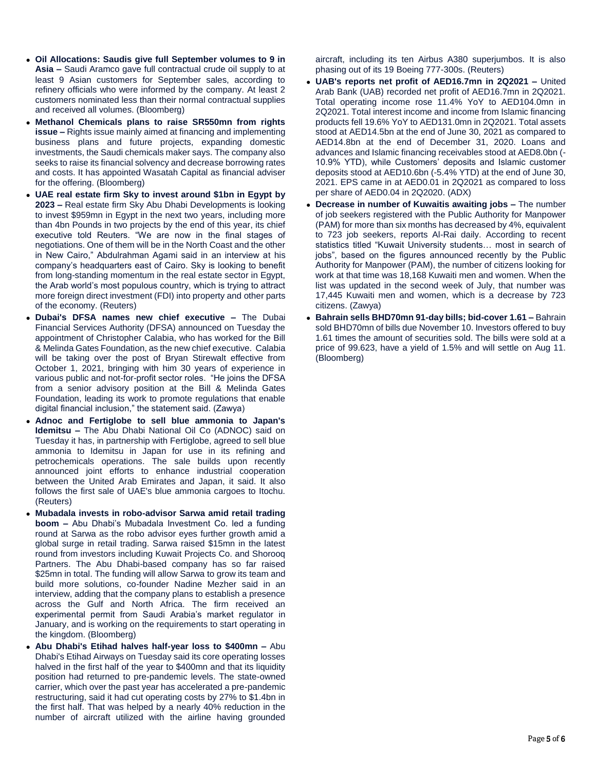- **Oil Allocations: Saudis give full September volumes to 9 in Asia –** Saudi Aramco gave full contractual crude oil supply to at least 9 Asian customers for September sales, according to refinery officials who were informed by the company. At least 2 customers nominated less than their normal contractual supplies and received all volumes. (Bloomberg)
- **Methanol Chemicals plans to raise SR550mn from rights issue –** Rights issue mainly aimed at financing and implementing business plans and future projects, expanding domestic investments, the Saudi chemicals maker says. The company also seeks to raise its financial solvency and decrease borrowing rates and costs. It has appointed Wasatah Capital as financial adviser for the offering. (Bloomberg)
- **UAE real estate firm Sky to invest around $1bn in Egypt by 2023 –** Real estate firm Sky Abu Dhabi Developments is looking to invest $959mn in Egypt in the next two years, including more than 4bn Pounds in two projects by the end of this year, its chief executive told Reuters. "We are now in the final stages of negotiations. One of them will be in the North Coast and the other in New Cairo," Abdulrahman Agami said in an interview at his company's headquarters east of Cairo. Sky is looking to benefit from long-standing momentum in the real estate sector in Egypt, the Arab world's most populous country, which is trying to attract more foreign direct investment (FDI) into property and other parts of the economy. (Reuters)
- **Dubai's DFSA names new chief executive –** The Dubai Financial Services Authority (DFSA) announced on Tuesday the appointment of Christopher Calabia, who has worked for the Bill & Melinda Gates Foundation, as the new chief executive. Calabia will be taking over the post of Bryan Stirewalt effective from October 1, 2021, bringing with him 30 years of experience in various public and not-for-profit sector roles. "He joins the DFSA from a senior advisory position at the Bill & Melinda Gates Foundation, leading its work to promote regulations that enable digital financial inclusion," the statement said. (Zawya)
- **Adnoc and Fertiglobe to sell blue ammonia to Japan's Idemitsu –** The Abu Dhabi National Oil Co (ADNOC) said on Tuesday it has, in partnership with Fertiglobe, agreed to sell blue ammonia to Idemitsu in Japan for use in its refining and petrochemicals operations. The sale builds upon recently announced joint efforts to enhance industrial cooperation between the United Arab Emirates and Japan, it said. It also follows the first sale of UAE's blue ammonia cargoes to Itochu. (Reuters)
- **Mubadala invests in robo-advisor Sarwa amid retail trading boom –** Abu Dhabi's Mubadala Investment Co. led a funding round at Sarwa as the robo advisor eyes further growth amid a global surge in retail trading. Sarwa raised $15mn in the latest round from investors including Kuwait Projects Co. and Shorooq Partners. The Abu Dhabi-based company has so far raised $25mn in total. The funding will allow Sarwa to grow its team and build more solutions, co-founder Nadine Mezher said in an interview, adding that the company plans to establish a presence across the Gulf and North Africa. The firm received an experimental permit from Saudi Arabia's market regulator in January, and is working on the requirements to start operating in the kingdom. (Bloomberg)
- **Abu Dhabi's Etihad halves half-year loss to $400mn –** Abu Dhabi's Etihad Airways on Tuesday said its core operating losses halved in the first half of the year to $400mn and that its liquidity position had returned to pre-pandemic levels. The state-owned carrier, which over the past year has accelerated a pre-pandemic restructuring, said it had cut operating costs by 27% to $1.4bn in the first half. That was helped by a nearly 40% reduction in the number of aircraft utilized with the airline having grounded aircraft, including its ten Airbus A380 superjumbos. It is also phasing out of its 19 Boeing 777-300s. (Reuters)
- **UAB's reports net profit of AED16.7mn in 2Q2021 –** United Arab Bank (UAB) recorded net profit of AED16.7mn in 2Q2021. Total operating income rose 11.4% YoY to AED104.0mn in 2Q2021. Total interest income and income from Islamic financing products fell 19.6% YoY to AED131.0mn in 2Q2021. Total assets stood at AED14.5bn at the end of June 30, 2021 as compared to AED14.8bn at the end of December 31, 2020. Loans and advances and Islamic financing receivables stood at AED8.0bn (-10.9% YTD), while Customers' deposits and Islamic customer deposits stood at AED10.6bn (-5.4% YTD) at the end of June 30, 2021. EPS came in at AED0.01 in 2Q2021 as compared to loss per share of AED0.04 in 2Q2020. (ADX)
- **Decrease in number of Kuwaitis awaiting jobs –** The number of job seekers registered with the Public Authority for Manpower (PAM) for more than six months has decreased by 4%, equivalent to 723 job seekers, reports Al-Rai daily. According to recent statistics titled "Kuwait University students… most in search of jobs", based on the figures announced recently by the Public Authority for Manpower (PAM), the number of citizens looking for work at that time was 18,168 Kuwaiti men and women. When the list was updated in the second week of July, that number was 17,445 Kuwaiti men and women, which is a decrease by 723 citizens. (Zawya)
- **Bahrain sells BHD70mn 91-day bills; bid-cover 1.61 –** Bahrain sold BHD70mn of bills due November 10. Investors offered to buy 1.61 times the amount of securities sold. The bills were sold at a price of 99.623, have a yield of 1.5% and will settle on Aug 11. (Bloomberg)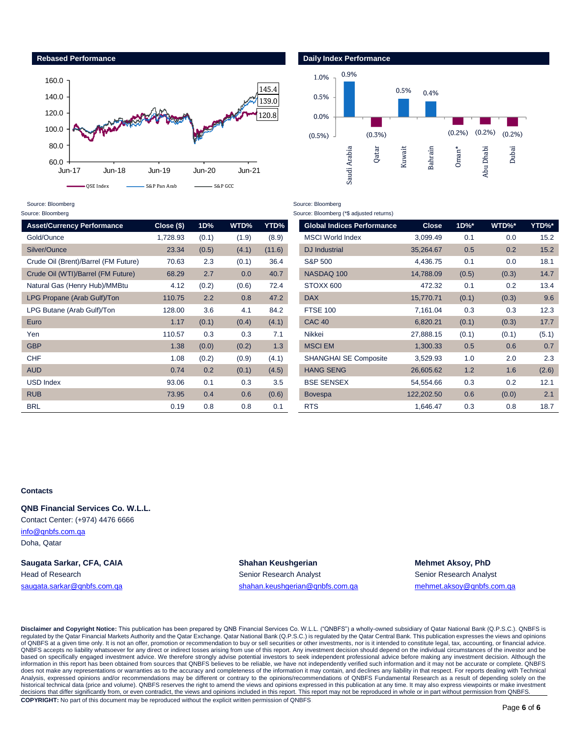## Rebased Performance

160.0
140.0
120.0
100.0
80.0
60.0

Jun-17 Jun-18 Jun-19 Jun-20 Jun-21

145.4
139.0
120.8

QSE Index — S&P Pan Arab — S&P GCC

Source: Bloomberg

## Daily Index Performance

1.0%
0.5%
0.0%
(0.5%)

0.9% (0.3%) 0.5% 0.4% (0.2%) (0.2%) (0.2%)

Saudi Arabia, Qatar, Kuwait, Bahrain, Oman*, Abu Dhabi, Dubai

Source: Bloomberg

Source: Bloomberg

| Asset/Currency Performance | Close ($) | 1D% | WTD% | YTD% |
|---|---|---|---|---|
| Gold/Ounce | 1,728.93 | (0.1) | (1.9) | (8.9) |
| Silver/Ounce | 23.34 | (0.5) | (4.1) | (11.6) |
| Crude Oil (Brent)/Barrel (FM Future) | 70.63 | 2.3 | (0.1) | 36.4 |
| Crude Oil (WTI)/Barrel (FM Future) | 68.29 | 2.7 | 0.0 | 40.7 |
| Natural Gas (Henry Hub)/MMBtu | 4.12 | (0.2) | (0.6) | 72.4 |
| LPG Propane (Arab Gulf)/Ton | 110.75 | 2.2 | 0.8 | 47.2 |
| LPG Butane (Arab Gulf)/Ton | 128.00 | 3.6 | 4.1 | 84.2 |
| Euro | 1.17 | (0.1) | (0.4) | (4.1) |
| Yen | 110.57 | 0.3 | 0.3 | 7.1 |
| GBP | 1.38 | (0.0) | (0.2) | 1.3 |
| CHF | 1.08 | (0.2) | (0.9) | (4.1) |
| AUD | 0.74 | 0.2 | (0.1) | (4.5) |
| USD Index | 93.06 | 0.1 | 0.3 | 3.5 |
| RUB | 73.95 | 0.4 | 0.6 | (0.6) |
| BRL | 0.19 | 0.8 | 0.8 | 0.1 |

Source: Bloomberg (*$ adjusted returns)

| Global Indices Performance | Close | 1D%* | WTD%* | YTD%* |
|---|---|---|---|---|
| MSCI World Index | 3,099.49 | 0.1 | 0.0 | 15.2 |
| DJ Industrial | 35,264.67 | 0.5 | 0.2 | 15.2 |
| S&P 500 | 4,436.75 | 0.1 | 0.0 | 18.1 |
| NASDAQ 100 | 14,788.09 | (0.5) | (0.3) | 14.7 |
| STOXX 600 | 472.32 | 0.1 | 0.2 | 13.4 |
| DAX | 15,770.71 | (0.1) | (0.3) | 9.6 |
| FTSE 100 | 7,161.04 | 0.3 | 0.3 | 12.3 |
| CAC 40 | 6,820.21 | (0.1) | (0.3) | 17.7 |
| Nikkei | 27,888.15 | (0.1) | (0.1) | (5.1) |
| MSCI EM | 1,300.33 | 0.5 | 0.6 | 0.7 |
| SHANGHAI SE Composite | 3,529.93 | 1.0 | 2.0 | 2.3 |
| HANG SENG | 26,605.62 | 1.2 | 1.6 | (2.6) |
| BSE SENSEX | 54,554.66 | 0.3 | 0.2 | 12.1 |
| Bovespa | 122,202.50 | 0.6 | (0.0) | 2.1 |
| RTS | 1,646.47 | 0.3 | 0.8 | 18.7 |

**Contacts**

**QNB Financial Services Co. W.L.L.**
Contact Center: (+974) 4476 6666
info@qnbfs.com.qa
Doha, Qatar

**Saugata Sarkar, CFA, CAIA**
Head of Research
saugata.sarkar@qnbfs.com.qa

**Shahan Keushgerian**
Senior Research Analyst
shahan.keushgerian@qnbfs.com.qa

**Mehmet Aksoy, PhD**
Senior Research Analyst
mehmet.aksoy@qnbfs.com.qa

**Disclaimer and Copyright Notice:** This publication has been prepared by QNB Financial Services Co. W.L.L. ("QNBFS") a wholly-owned subsidiary of Qatar National Bank (Q.P.S.C.). QNBFS is regulated by the Qatar Financial Markets Authority and the Qatar Exchange. Qatar National Bank (Q.P.S.C.) is regulated by the Qatar Central Bank. This publication expresses the views and opinions of QNBFS at a given time only. It is not an offer, promotion or recommendation to buy or sell securities or other investments, nor is it intended to constitute legal, tax, accounting, or financial advice. QNBFS accepts no liability whatsoever for any direct or indirect losses arising from use of this report. Any investment decision should depend on the individual circumstances of the investor and be based on specifically engaged investment advice. We therefore strongly advise potential investors to seek independent professional advice before making any investment decision. Although the information in this report has been obtained from sources that QNBFS believes to be reliable, we have not independently verified such information and it may not be accurate or complete. QNBFS does not make any representations or warranties as to the accuracy and completeness of the information it may contain, and declines any liability in that respect. For reports dealing with Technical Analysis, expressed opinions and/or recommendations may be different or contrary to the opinions/recommendations of QNBFS Fundamental Research as a result of depending solely on the historical technical data (price and volume). QNBFS reserves the right to amend the views and opinions expressed in this publication at any time. It may also express viewpoints or make investment decisions that differ significantly from, or even contradict, the views and opinions included in this report. This report may not be reproduced in whole or in part without permission from QNBFS.

**COPYRIGHT:** No part of this document may be reproduced without the explicit written permission of QNBFS.